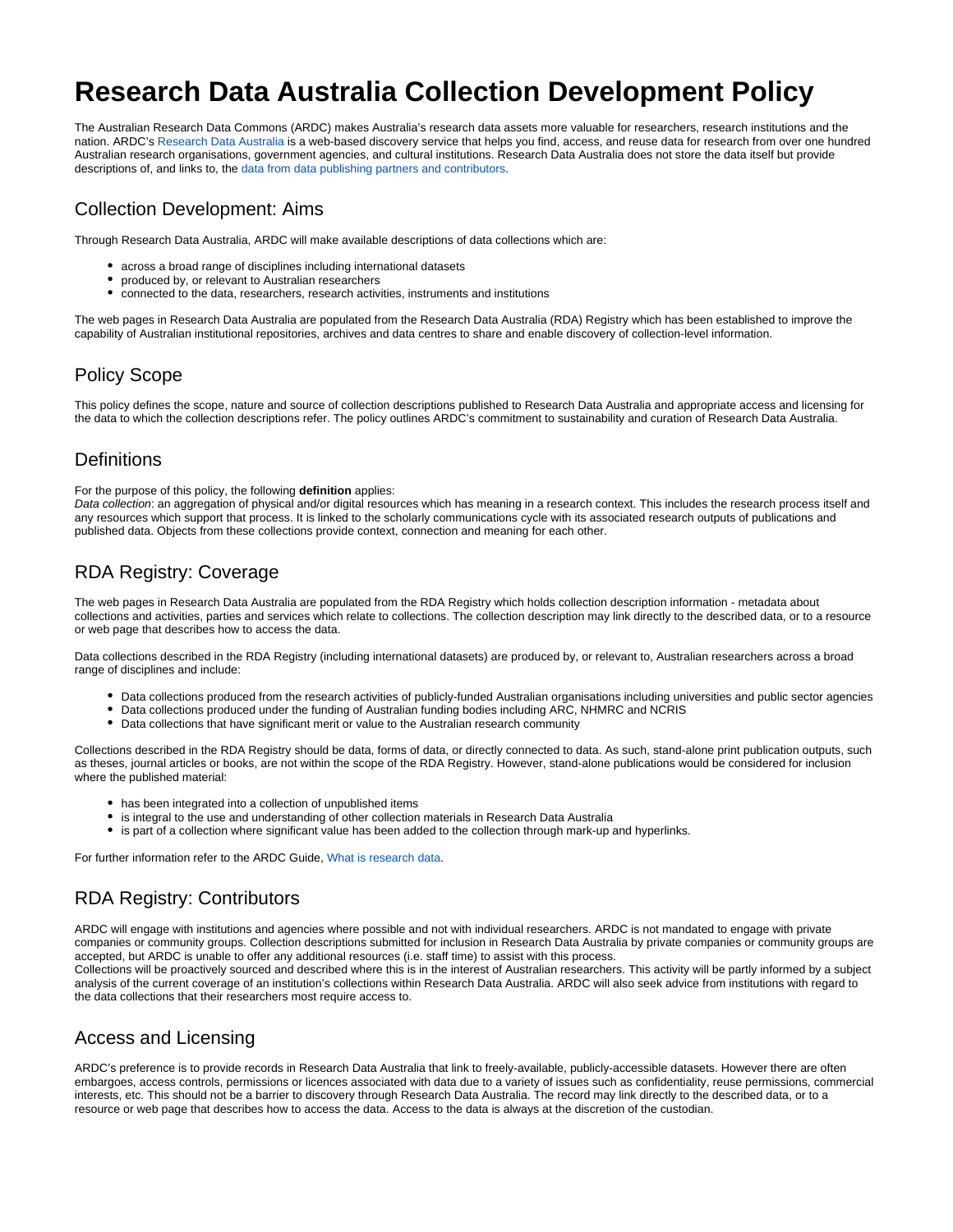# Research Data Australia Collection Development Policy

The Australian Research Data Commons (ARDC) makes Australia's research data assets more valuable for researchers, research institutions and the nation. ARDC's Research Data Australia is a web-based discovery service that helps you find, access, and reuse data for research from over one hundred Australian research organisations, government agencies, and cultural institutions. Research Data Australia does not store the data itself but provide descriptions of, and links to, the data from data publishing partners and contributors.

## Collection Development: Aims

Through Research Data Australia, ARDC will make available descriptions of data collections which are:

- across a broad range of disciplines including international datasets
- produced by, or relevant to Australian researchers
- connected to the data, researchers, research activities, instruments and institutions

The web pages in Research Data Australia are populated from the Research Data Australia (RDA) Registry which has been established to improve the capability of Australian institutional repositories, archives and data centres to share and enable discovery of collection-level information.

## Policy Scope

This policy defines the scope, nature and source of collection descriptions published to Research Data Australia and appropriate access and licensing for the data to which the collection descriptions refer. The policy outlines ARDC's commitment to sustainability and curation of Research Data Australia.

## Definitions

For the purpose of this policy, the following **definition** applies:
*Data collection*: an aggregation of physical and/or digital resources which has meaning in a research context. This includes the research process itself and any resources which support that process. It is linked to the scholarly communications cycle with its associated research outputs of publications and published data. Objects from these collections provide context, connection and meaning for each other.

## RDA Registry: Coverage

The web pages in Research Data Australia are populated from the RDA Registry which holds collection description information - metadata about collections and activities, parties and services which relate to collections. The collection description may link directly to the described data, or to a resource or web page that describes how to access the data.

Data collections described in the RDA Registry (including international datasets) are produced by, or relevant to, Australian researchers across a broad range of disciplines and include:

- Data collections produced from the research activities of publicly-funded Australian organisations including universities and public sector agencies
- Data collections produced under the funding of Australian funding bodies including ARC, NHMRC and NCRIS
- Data collections that have significant merit or value to the Australian research community

Collections described in the RDA Registry should be data, forms of data, or directly connected to data. As such, stand-alone print publication outputs, such as theses, journal articles or books, are not within the scope of the RDA Registry. However, stand-alone publications would be considered for inclusion where the published material:

- has been integrated into a collection of unpublished items
- is integral to the use and understanding of other collection materials in Research Data Australia
- is part of a collection where significant value has been added to the collection through mark-up and hyperlinks.

For further information refer to the ARDC Guide, What is research data.

## RDA Registry: Contributors

ARDC will engage with institutions and agencies where possible and not with individual researchers. ARDC is not mandated to engage with private companies or community groups. Collection descriptions submitted for inclusion in Research Data Australia by private companies or community groups are accepted, but ARDC is unable to offer any additional resources (i.e. staff time) to assist with this process.
Collections will be proactively sourced and described where this is in the interest of Australian researchers. This activity will be partly informed by a subject analysis of the current coverage of an institution's collections within Research Data Australia. ARDC will also seek advice from institutions with regard to the data collections that their researchers most require access to.

## Access and Licensing

ARDC's preference is to provide records in Research Data Australia that link to freely-available, publicly-accessible datasets. However there are often embargoes, access controls, permissions or licences associated with data due to a variety of issues such as confidentiality, reuse permissions, commercial interests, etc. This should not be a barrier to discovery through Research Data Australia. The record may link directly to the described data, or to a resource or web page that describes how to access the data. Access to the data is always at the discretion of the custodian.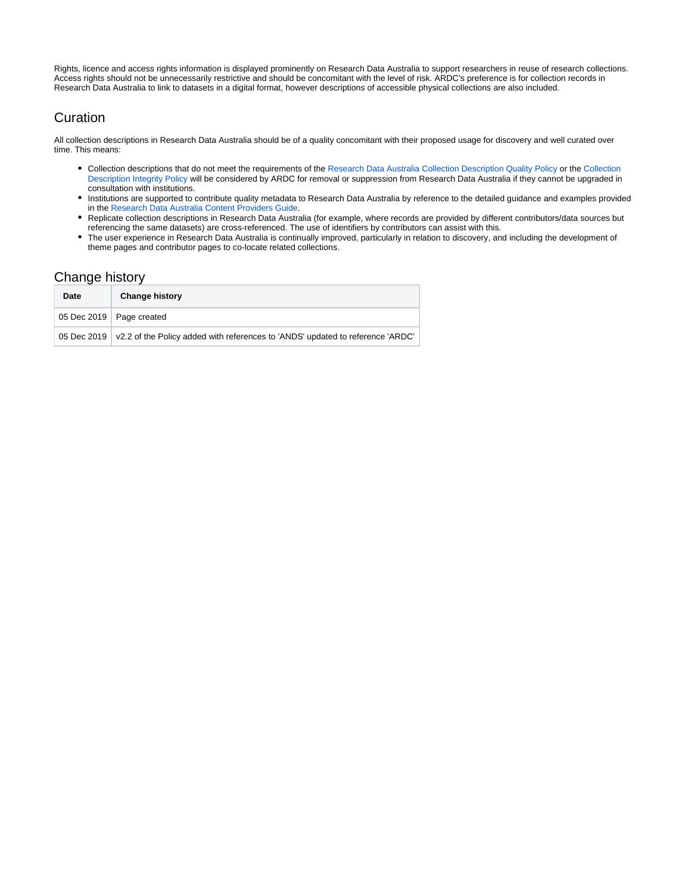Rights, licence and access rights information is displayed prominently on Research Data Australia to support researchers in reuse of research collections. Access rights should not be unnecessarily restrictive and should be concomitant with the level of risk. ARDC's preference is for collection records in Research Data Australia to link to datasets in a digital format, however descriptions of accessible physical collections are also included.

## Curation

All collection descriptions in Research Data Australia should be of a quality concomitant with their proposed usage for discovery and well curated over time. This means:

- Collection descriptions that do not meet the requirements of the Research Data Australia Collection Description Quality Policy or the Collection Description Integrity Policy will be considered by ARDC for removal or suppression from Research Data Australia if they cannot be upgraded in consultation with institutions.
- Institutions are supported to contribute quality metadata to Research Data Australia by reference to the detailed guidance and examples provided in the Research Data Australia Content Providers Guide.
- Replicate collection descriptions in Research Data Australia (for example, where records are provided by different contributors/data sources but referencing the same datasets) are cross-referenced. The use of identifiers by contributors can assist with this.
- The user experience in Research Data Australia is continually improved, particularly in relation to discovery, and including the development of theme pages and contributor pages to co-locate related collections.

## Change history

| Date | Change history |
| --- | --- |
| 05 Dec 2019 | Page created |
| 05 Dec 2019 | v2.2 of the Policy added with references to 'ANDS' updated to reference 'ARDC' |